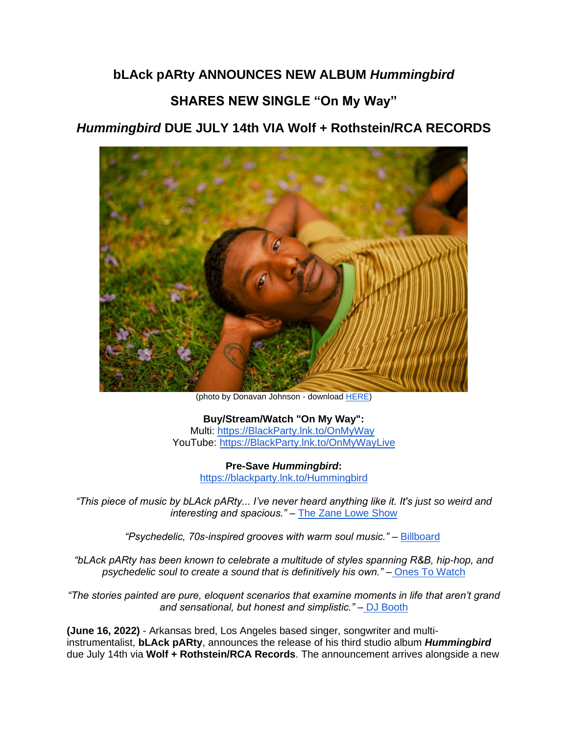# bLAck pARty ANNOUNCES NEW ALBUM *Hummingbird*

## SHARES NEW SINGLE "On My Way"

## *Hummingbird* DUE JULY 14th VIA Wolf + Rothstein/RCA RECORDS

(photo by Donavan Johnson - download [HERE](#))

**Buy/Stream/Watch "On My Way":**
Multi: [https://BlackParty.lnk.to/OnMyWay](https://BlackParty.lnk.to/OnMyWay)
YouTube: [https://BlackParty.lnk.to/OnMyWayLive](https://BlackParty.lnk.to/OnMyWayLive)

**Pre-Save *Hummingbird*:**
[https://blackparty.lnk.to/Hummingbird](https://blackparty.lnk.to/Hummingbird)

*"This piece of music by bLAck pARty... I've never heard anything like it. It's just so weird and interesting and spacious."* – [The Zane Lowe Show](#)

*"Psychedelic, 70s-inspired grooves with warm soul music."* – [Billboard](#)

*"bLAck pARty has been known to celebrate a multitude of styles spanning R&B, hip-hop, and psychedelic soul to create a sound that is definitively his own."* – [Ones To Watch](#)

*"The stories painted are pure, eloquent scenarios that examine moments in life that aren't grand and sensational, but honest and simplistic."* – [DJ Booth](#)

**(June 16, 2022)** - Arkansas bred, Los Angeles based singer, songwriter and multi-instrumentalist, **bLAck pARty**, announces the release of his third studio album ***Hummingbird*** due July 14th via **Wolf + Rothstein/RCA Records**. The announcement arrives alongside a new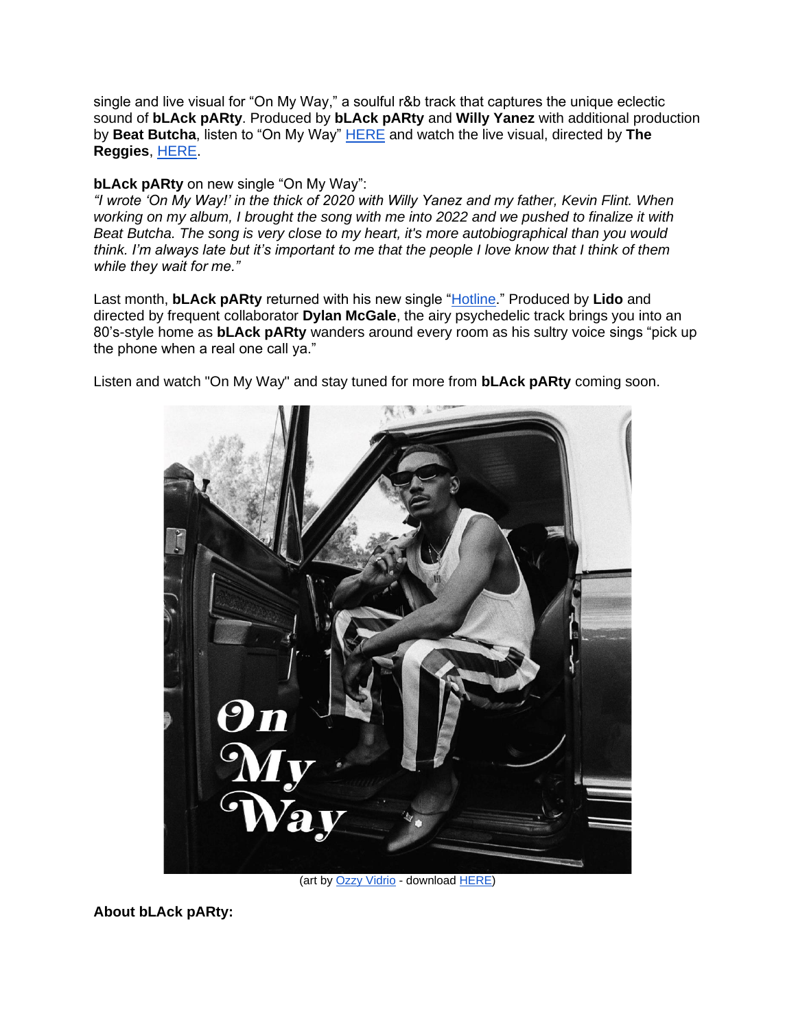single and live visual for "On My Way," a soulful r&b track that captures the unique eclectic sound of **bLAck pARty**. Produced by **bLAck pARty** and **Willy Yanez** with additional production by **Beat Butcha**, listen to "On My Way" HERE and watch the live visual, directed by **The Reggies**, HERE.

**bLAck pARty** on new single "On My Way":
*"I wrote 'On My Way!' in the thick of 2020 with Willy Yanez and my father, Kevin Flint. When working on my album, I brought the song with me into 2022 and we pushed to finalize it with Beat Butcha. The song is very close to my heart, it's more autobiographical than you would think. I'm always late but it's important to me that the people I love know that I think of them while they wait for me."*

Last month, **bLAck pARty** returned with his new single "Hotline." Produced by **Lido** and directed by frequent collaborator **Dylan McGale**, the airy psychedelic track brings you into an 80's-style home as **bLAck pARty** wanders around every room as his sultry voice sings "pick up the phone when a real one call ya."

Listen and watch "On My Way" and stay tuned for more from **bLAck pARty** coming soon.

(art by Ozzy Vidrio - download HERE)

**About bLAck pARty:**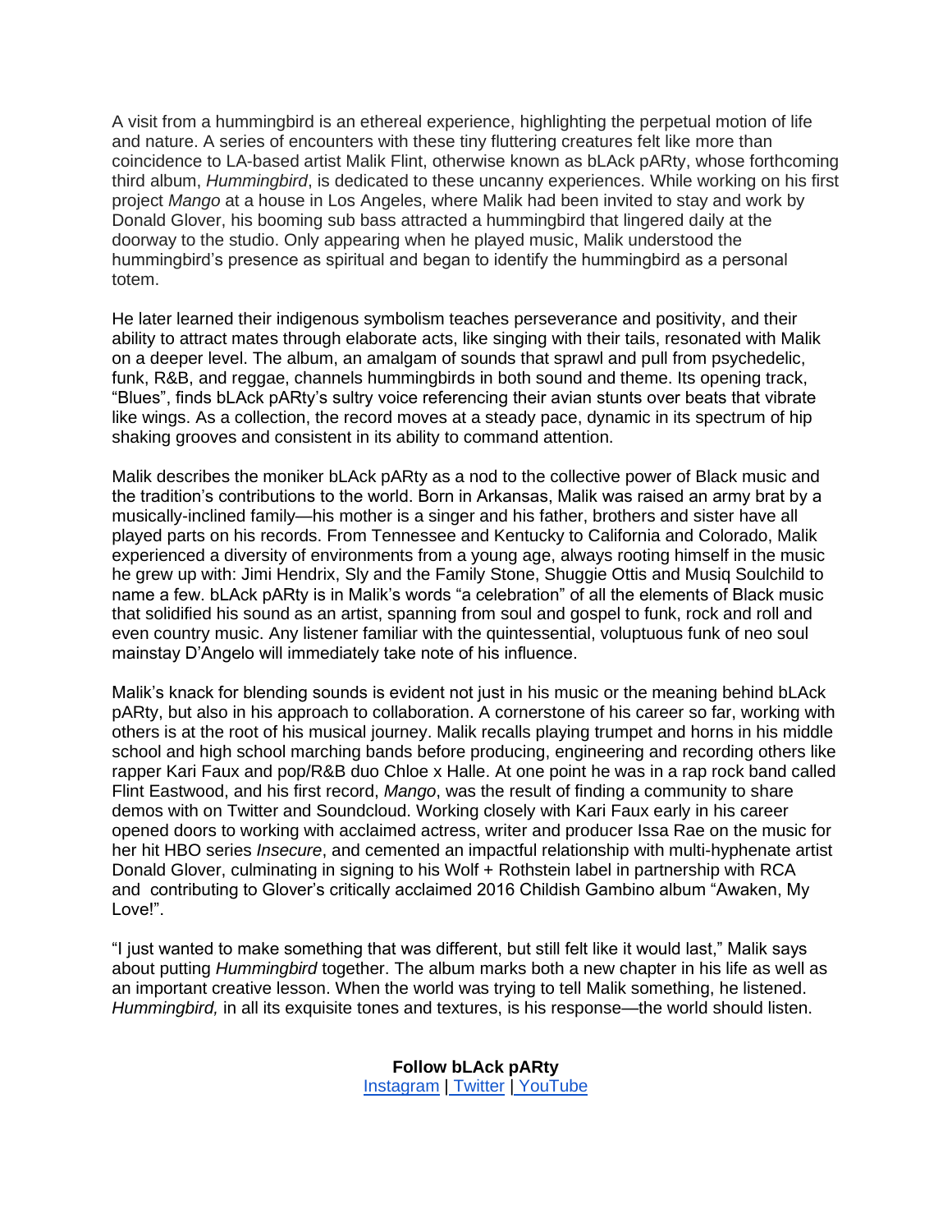A visit from a hummingbird is an ethereal experience, highlighting the perpetual motion of life and nature. A series of encounters with these tiny fluttering creatures felt like more than coincidence to LA-based artist Malik Flint, otherwise known as bLAck pARty, whose forthcoming third album, *Hummingbird*, is dedicated to these uncanny experiences. While working on his first project *Mango* at a house in Los Angeles, where Malik had been invited to stay and work by Donald Glover, his booming sub bass attracted a hummingbird that lingered daily at the doorway to the studio. Only appearing when he played music, Malik understood the hummingbird's presence as spiritual and began to identify the hummingbird as a personal totem.

He later learned their indigenous symbolism teaches perseverance and positivity, and their ability to attract mates through elaborate acts, like singing with their tails, resonated with Malik on a deeper level. The album, an amalgam of sounds that sprawl and pull from psychedelic, funk, R&B, and reggae, channels hummingbirds in both sound and theme. Its opening track, "Blues", finds bLAck pARty's sultry voice referencing their avian stunts over beats that vibrate like wings. As a collection, the record moves at a steady pace, dynamic in its spectrum of hip shaking grooves and consistent in its ability to command attention.

Malik describes the moniker bLAck pARty as a nod to the collective power of Black music and the tradition's contributions to the world. Born in Arkansas, Malik was raised an army brat by a musically-inclined family—his mother is a singer and his father, brothers and sister have all played parts on his records. From Tennessee and Kentucky to California and Colorado, Malik experienced a diversity of environments from a young age, always rooting himself in the music he grew up with: Jimi Hendrix, Sly and the Family Stone, Shuggie Ottis and Musiq Soulchild to name a few. bLAck pARty is in Malik's words "a celebration" of all the elements of Black music that solidified his sound as an artist, spanning from soul and gospel to funk, rock and roll and even country music. Any listener familiar with the quintessential, voluptuous funk of neo soul mainstay D'Angelo will immediately take note of his influence.

Malik's knack for blending sounds is evident not just in his music or the meaning behind bLAck pARty, but also in his approach to collaboration. A cornerstone of his career so far, working with others is at the root of his musical journey. Malik recalls playing trumpet and horns in his middle school and high school marching bands before producing, engineering and recording others like rapper Kari Faux and pop/R&B duo Chloe x Halle. At one point he was in a rap rock band called Flint Eastwood, and his first record, *Mango*, was the result of finding a community to share demos with on Twitter and Soundcloud. Working closely with Kari Faux early in his career opened doors to working with acclaimed actress, writer and producer Issa Rae on the music for her hit HBO series *Insecure*, and cemented an impactful relationship with multi-hyphenate artist Donald Glover, culminating in signing to his Wolf + Rothstein label in partnership with RCA and contributing to Glover's critically acclaimed 2016 Childish Gambino album "Awaken, My Love!".

"I just wanted to make something that was different, but still felt like it would last," Malik says about putting *Hummingbird* together. The album marks both a new chapter in his life as well as an important creative lesson. When the world was trying to tell Malik something, he listened. *Hummingbird,* in all its exquisite tones and textures, is his response—the world should listen.

**Follow bLAck pARty**
Instagram | Twitter | YouTube